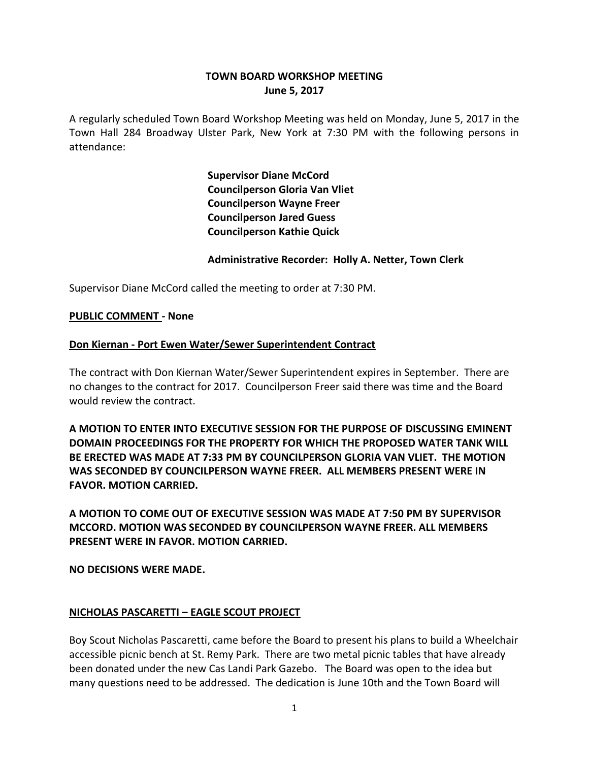# TOWN BOARD WORKSHOP MEETING
## June 5, 2017

A regularly scheduled Town Board Workshop Meeting was held on Monday, June 5, 2017 in the Town Hall 284 Broadway Ulster Park, New York at 7:30 PM with the following persons in attendance:

**Supervisor Diane McCord**
**Councilperson Gloria Van Vliet**
**Councilperson Wayne Freer**
**Councilperson Jared Guess**
**Councilperson Kathie Quick**

**Administrative Recorder: Holly A. Netter, Town Clerk**

Supervisor Diane McCord called the meeting to order at 7:30 PM.

**PUBLIC COMMENT - None**

**Don Kiernan - Port Ewen Water/Sewer Superintendent Contract**

The contract with Don Kiernan Water/Sewer Superintendent expires in September. There are no changes to the contract for 2017. Councilperson Freer said there was time and the Board would review the contract.

**A MOTION TO ENTER INTO EXECUTIVE SESSION FOR THE PURPOSE OF DISCUSSING EMINENT DOMAIN PROCEEDINGS FOR THE PROPERTY FOR WHICH THE PROPOSED WATER TANK WILL BE ERECTED WAS MADE AT 7:33 PM BY COUNCILPERSON GLORIA VAN VLIET. THE MOTION WAS SECONDED BY COUNCILPERSON WAYNE FREER. ALL MEMBERS PRESENT WERE IN FAVOR. MOTION CARRIED.**

**A MOTION TO COME OUT OF EXECUTIVE SESSION WAS MADE AT 7:50 PM BY SUPERVISOR MCCORD. MOTION WAS SECONDED BY COUNCILPERSON WAYNE FREER. ALL MEMBERS PRESENT WERE IN FAVOR. MOTION CARRIED.**

**NO DECISIONS WERE MADE.**

**NICHOLAS PASCARETTI – EAGLE SCOUT PROJECT**

Boy Scout Nicholas Pascaretti, came before the Board to present his plans to build a Wheelchair accessible picnic bench at St. Remy Park. There are two metal picnic tables that have already been donated under the new Cas Landi Park Gazebo. The Board was open to the idea but many questions need to be addressed. The dedication is June 10th and the Town Board will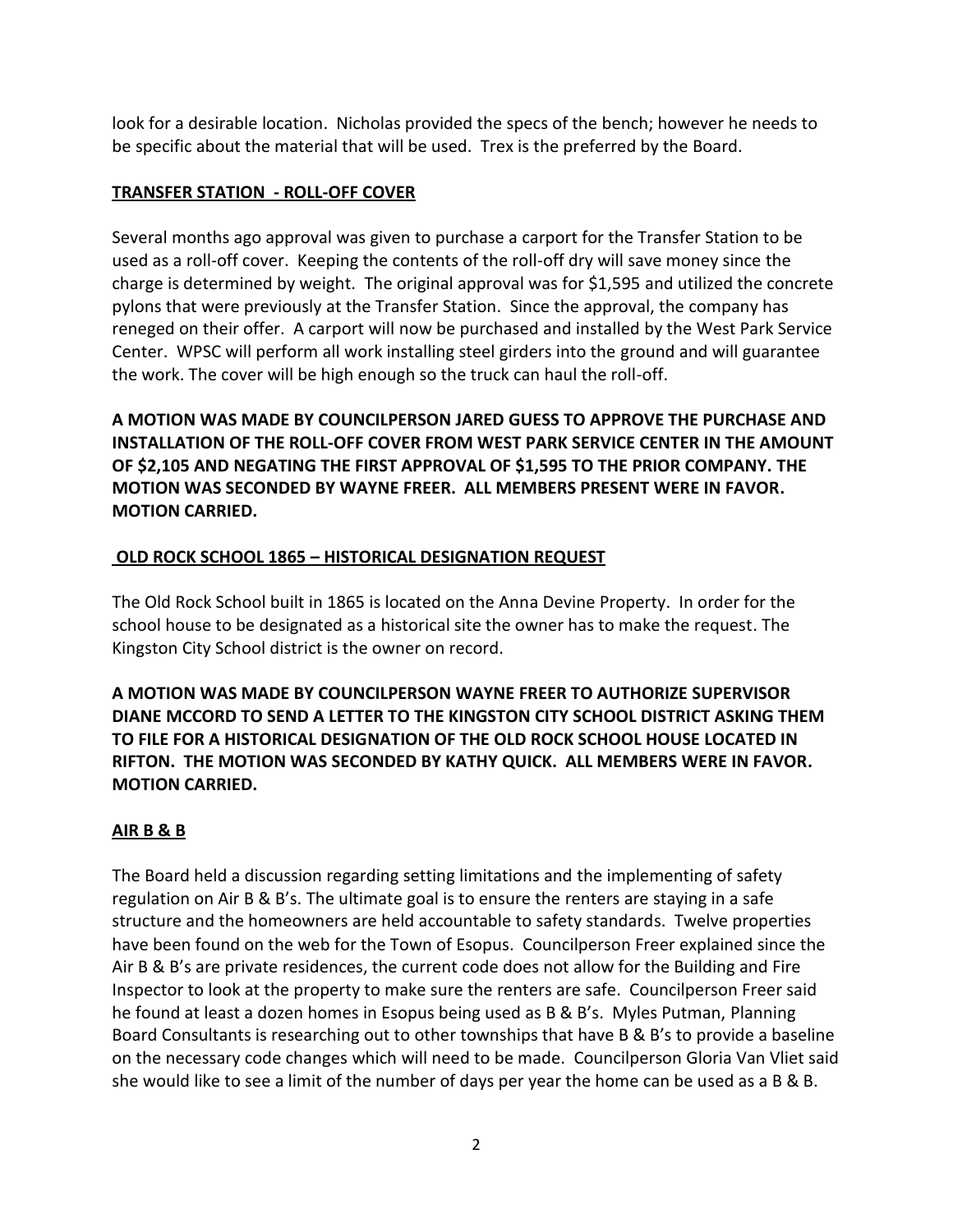look for a desirable location. Nicholas provided the specs of the bench; however he needs to be specific about the material that will be used. Trex is the preferred by the Board.

**TRANSFER STATION - ROLL-OFF COVER**

Several months ago approval was given to purchase a carport for the Transfer Station to be used as a roll-off cover. Keeping the contents of the roll-off dry will save money since the charge is determined by weight. The original approval was for $1,595 and utilized the concrete pylons that were previously at the Transfer Station. Since the approval, the company has reneged on their offer. A carport will now be purchased and installed by the West Park Service Center. WPSC will perform all work installing steel girders into the ground and will guarantee the work. The cover will be high enough so the truck can haul the roll-off.

**A MOTION WAS MADE BY COUNCILPERSON JARED GUESS TO APPROVE THE PURCHASE AND INSTALLATION OF THE ROLL-OFF COVER FROM WEST PARK SERVICE CENTER IN THE AMOUNT OF $2,105 AND NEGATING THE FIRST APPROVAL OF $1,595 TO THE PRIOR COMPANY. THE MOTION WAS SECONDED BY WAYNE FREER. ALL MEMBERS PRESENT WERE IN FAVOR. MOTION CARRIED.**

**OLD ROCK SCHOOL 1865 – HISTORICAL DESIGNATION REQUEST**

The Old Rock School built in 1865 is located on the Anna Devine Property. In order for the school house to be designated as a historical site the owner has to make the request. The Kingston City School district is the owner on record.

**A MOTION WAS MADE BY COUNCILPERSON WAYNE FREER TO AUTHORIZE SUPERVISOR DIANE MCCORD TO SEND A LETTER TO THE KINGSTON CITY SCHOOL DISTRICT ASKING THEM TO FILE FOR A HISTORICAL DESIGNATION OF THE OLD ROCK SCHOOL HOUSE LOCATED IN RIFTON. THE MOTION WAS SECONDED BY KATHY QUICK. ALL MEMBERS WERE IN FAVOR. MOTION CARRIED.**

**AIR B & B**

The Board held a discussion regarding setting limitations and the implementing of safety regulation on Air B & B's. The ultimate goal is to ensure the renters are staying in a safe structure and the homeowners are held accountable to safety standards. Twelve properties have been found on the web for the Town of Esopus. Councilperson Freer explained since the Air B & B's are private residences, the current code does not allow for the Building and Fire Inspector to look at the property to make sure the renters are safe. Councilperson Freer said he found at least a dozen homes in Esopus being used as B & B's. Myles Putman, Planning Board Consultants is researching out to other townships that have B & B's to provide a baseline on the necessary code changes which will need to be made. Councilperson Gloria Van Vliet said she would like to see a limit of the number of days per year the home can be used as a B & B.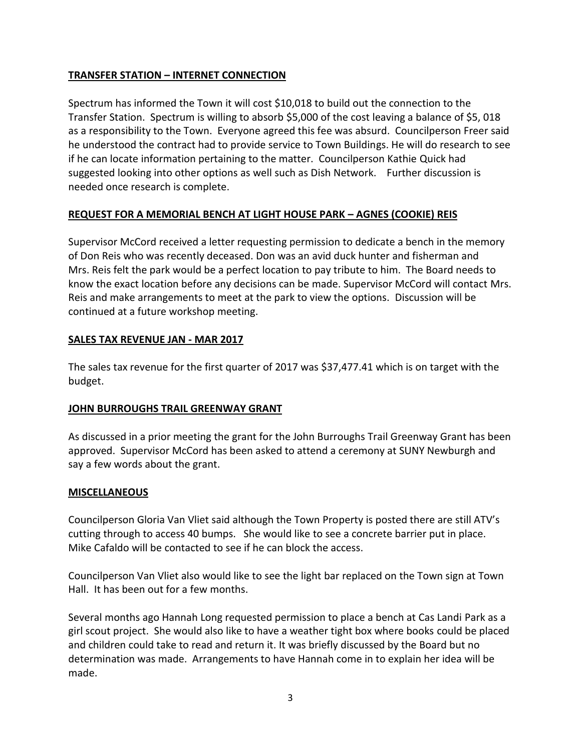## TRANSFER STATION – INTERNET CONNECTION

Spectrum has informed the Town it will cost $10,018 to build out the connection to the Transfer Station. Spectrum is willing to absorb $5,000 of the cost leaving a balance of $5, 018 as a responsibility to the Town. Everyone agreed this fee was absurd. Councilperson Freer said he understood the contract had to provide service to Town Buildings. He will do research to see if he can locate information pertaining to the matter. Councilperson Kathie Quick had suggested looking into other options as well such as Dish Network. Further discussion is needed once research is complete.

## REQUEST FOR A MEMORIAL BENCH AT LIGHT HOUSE PARK – AGNES (COOKIE) REIS

Supervisor McCord received a letter requesting permission to dedicate a bench in the memory of Don Reis who was recently deceased. Don was an avid duck hunter and fisherman and Mrs. Reis felt the park would be a perfect location to pay tribute to him. The Board needs to know the exact location before any decisions can be made. Supervisor McCord will contact Mrs. Reis and make arrangements to meet at the park to view the options. Discussion will be continued at a future workshop meeting.

## SALES TAX REVENUE JAN - MAR 2017

The sales tax revenue for the first quarter of 2017 was $37,477.41 which is on target with the budget.

## JOHN BURROUGHS TRAIL GREENWAY GRANT

As discussed in a prior meeting the grant for the John Burroughs Trail Greenway Grant has been approved. Supervisor McCord has been asked to attend a ceremony at SUNY Newburgh and say a few words about the grant.

## MISCELLANEOUS

Councilperson Gloria Van Vliet said although the Town Property is posted there are still ATV's cutting through to access 40 bumps. She would like to see a concrete barrier put in place. Mike Cafaldo will be contacted to see if he can block the access.

Councilperson Van Vliet also would like to see the light bar replaced on the Town sign at Town Hall. It has been out for a few months.

Several months ago Hannah Long requested permission to place a bench at Cas Landi Park as a girl scout project. She would also like to have a weather tight box where books could be placed and children could take to read and return it. It was briefly discussed by the Board but no determination was made. Arrangements to have Hannah come in to explain her idea will be made.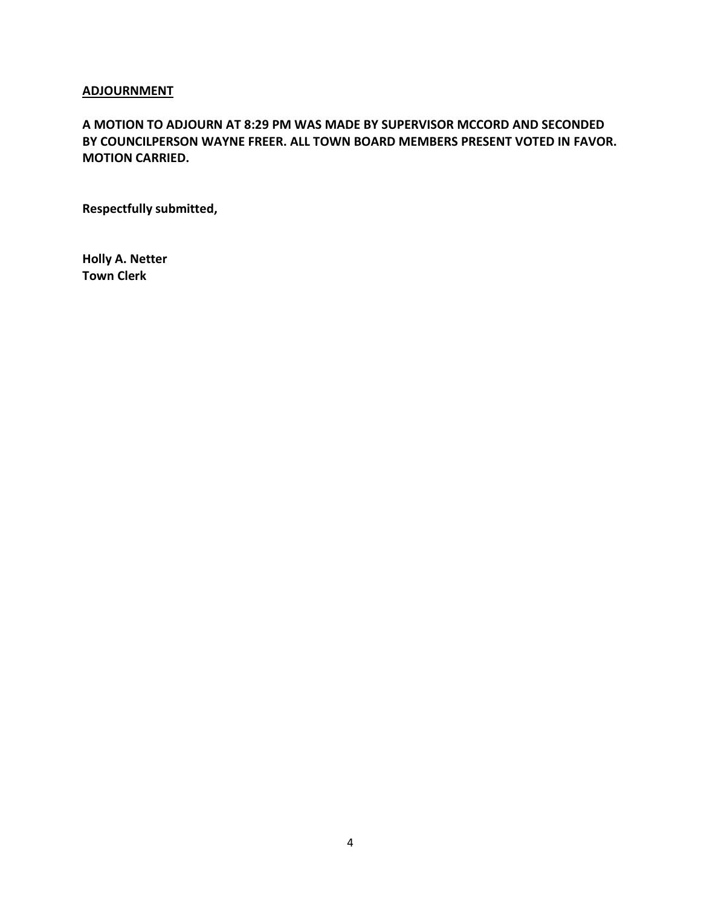## ADJOURNMENT

**A MOTION TO ADJOURN AT 8:29 PM WAS MADE BY SUPERVISOR MCCORD AND SECONDED BY COUNCILPERSON WAYNE FREER. ALL TOWN BOARD MEMBERS PRESENT VOTED IN FAVOR. MOTION CARRIED.**

**Respectfully submitted,**

**Holly A. Netter**
**Town Clerk**